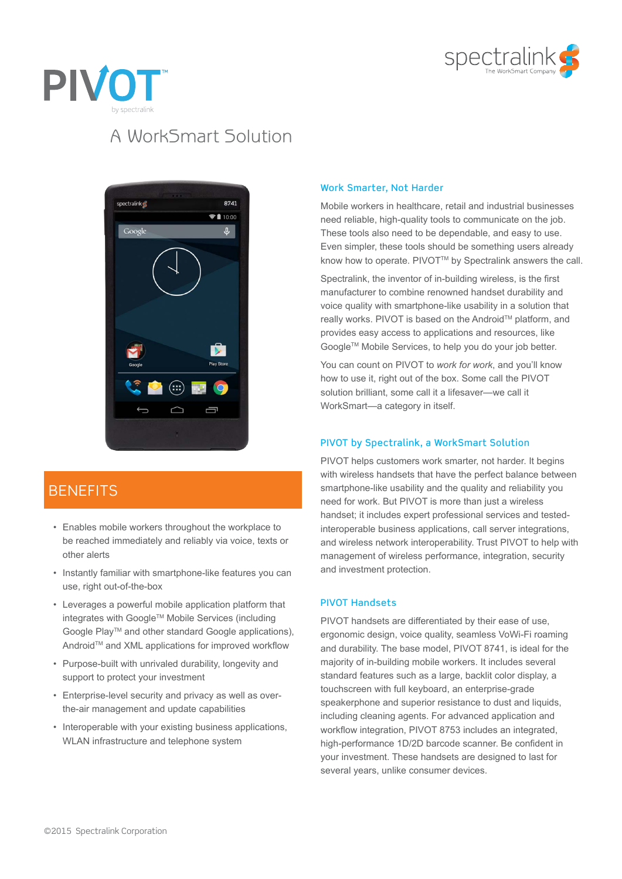# PIVOT™

by spectralink

spectralink
The WorkSmart Company

## A WorkSmart Solution

### Work Smarter, Not Harder

Mobile workers in healthcare, retail and industrial businesses need reliable, high-quality tools to communicate on the job. These tools also need to be dependable, and easy to use. Even simpler, these tools should be something users already know how to operate. PIVOT™ by Spectralink answers the call.

Spectralink, the inventor of in-building wireless, is the first manufacturer to combine renowned handset durability and voice quality with smartphone-like usability in a solution that really works. PIVOT is based on the Android™ platform, and provides easy access to applications and resources, like Google™ Mobile Services, to help you do your job better.

You can count on PIVOT to *work for work*, and you'll know how to use it, right out of the box. Some call the PIVOT solution brilliant, some call it a lifesaver—we call it WorkSmart—a category in itself.

### PIVOT by Spectralink, a WorkSmart Solution

PIVOT helps customers work smarter, not harder. It begins with wireless handsets that have the perfect balance between smartphone-like usability and the quality and reliability you need for work. But PIVOT is more than just a wireless handset; it includes expert professional services and tested-interoperable business applications, call server integrations, and wireless network interoperability. Trust PIVOT to help with management of wireless performance, integration, security and investment protection.

### PIVOT Handsets

PIVOT handsets are differentiated by their ease of use, ergonomic design, voice quality, seamless VoWi-Fi roaming and durability. The base model, PIVOT 8741, is ideal for the majority of in-building mobile workers. It includes several standard features such as a large, backlit color display, a touchscreen with full keyboard, an enterprise-grade speakerphone and superior resistance to dust and liquids, including cleaning agents. For advanced application and workflow integration, PIVOT 8753 includes an integrated, high-performance 1D/2D barcode scanner. Be confident in your investment. These handsets are designed to last for several years, unlike consumer devices.

## BENEFITS

- Enables mobile workers throughout the workplace to be reached immediately and reliably via voice, texts or other alerts
- Instantly familiar with smartphone-like features you can use, right out-of-the-box
- Leverages a powerful mobile application platform that integrates with Google™ Mobile Services (including Google Play™ and other standard Google applications), Android™ and XML applications for improved workflow
- Purpose-built with unrivaled durability, longevity and support to protect your investment
- Enterprise-level security and privacy as well as over-the-air management and update capabilities
- Interoperable with your existing business applications, WLAN infrastructure and telephone system

©2015 Spectralink Corporation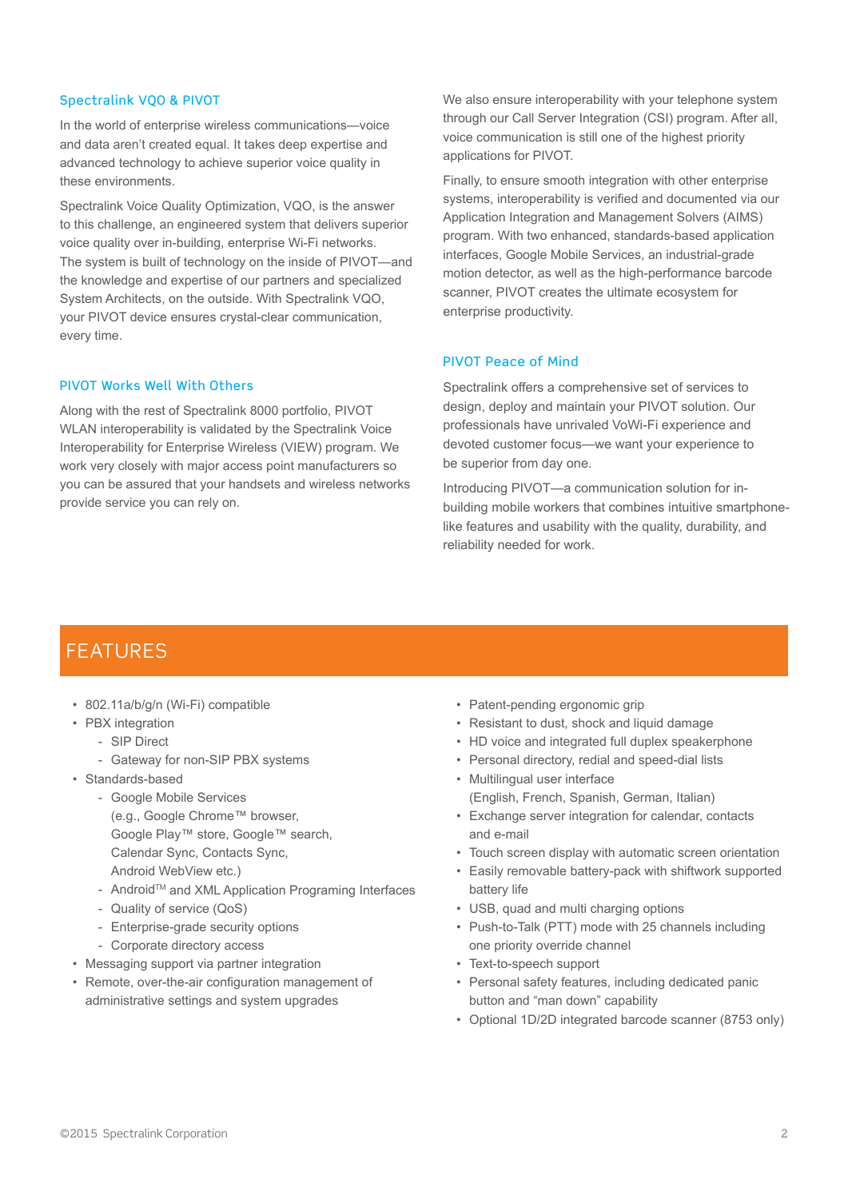### Spectralink VQO & PIVOT

In the world of enterprise wireless communications—voice and data aren't created equal. It takes deep expertise and advanced technology to achieve superior voice quality in these environments.

Spectralink Voice Quality Optimization, VQO, is the answer to this challenge, an engineered system that delivers superior voice quality over in-building, enterprise Wi-Fi networks. The system is built of technology on the inside of PIVOT—and the knowledge and expertise of our partners and specialized System Architects, on the outside. With Spectralink VQO, your PIVOT device ensures crystal-clear communication, every time.

### PIVOT Works Well With Others

Along with the rest of Spectralink 8000 portfolio, PIVOT WLAN interoperability is validated by the Spectralink Voice Interoperability for Enterprise Wireless (VIEW) program. We work very closely with major access point manufacturers so you can be assured that your handsets and wireless networks provide service you can rely on.

We also ensure interoperability with your telephone system through our Call Server Integration (CSI) program. After all, voice communication is still one of the highest priority applications for PIVOT.

Finally, to ensure smooth integration with other enterprise systems, interoperability is verified and documented via our Application Integration and Management Solvers (AIMS) program. With two enhanced, standards-based application interfaces, Google Mobile Services, an industrial-grade motion detector, as well as the high-performance barcode scanner, PIVOT creates the ultimate ecosystem for enterprise productivity.

### PIVOT Peace of Mind

Spectralink offers a comprehensive set of services to design, deploy and maintain your PIVOT solution. Our professionals have unrivaled VoWi-Fi experience and devoted customer focus—we want your experience to be superior from day one.

Introducing PIVOT—a communication solution for in-building mobile workers that combines intuitive smartphone-like features and usability with the quality, durability, and reliability needed for work.

## FEATURES

- 802.11a/b/g/n (Wi-Fi) compatible
- PBX integration
  - SIP Direct
  - Gateway for non-SIP PBX systems
- Standards-based
  - Google Mobile Services (e.g., Google Chrome™ browser, Google Play™ store, Google™ search, Calendar Sync, Contacts Sync, Android WebView etc.)
  - Android™ and XML Application Programing Interfaces
  - Quality of service (QoS)
  - Enterprise-grade security options
  - Corporate directory access
- Messaging support via partner integration
- Remote, over-the-air configuration management of administrative settings and system upgrades
- Patent-pending ergonomic grip
- Resistant to dust, shock and liquid damage
- HD voice and integrated full duplex speakerphone
- Personal directory, redial and speed-dial lists
- Multilingual user interface (English, French, Spanish, German, Italian)
- Exchange server integration for calendar, contacts and e-mail
- Touch screen display with automatic screen orientation
- Easily removable battery-pack with shiftwork supported battery life
- USB, quad and multi charging options
- Push-to-Talk (PTT) mode with 25 channels including one priority override channel
- Text-to-speech support
- Personal safety features, including dedicated panic button and "man down" capability
- Optional 1D/2D integrated barcode scanner (8753 only)

©2015 Spectralink Corporation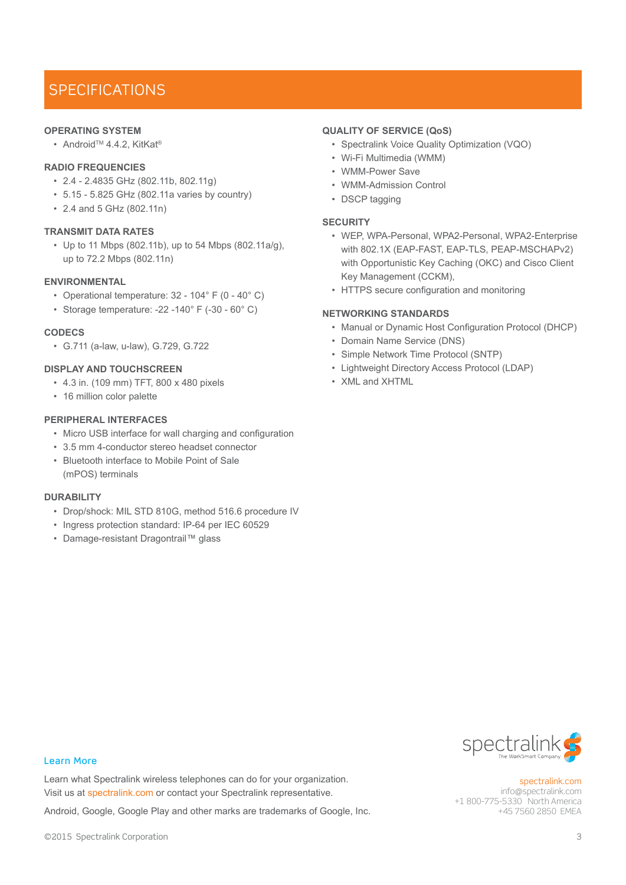# SPECIFICATIONS

## OPERATING SYSTEM

- Android™ 4.4.2, KitKat®

## RADIO FREQUENCIES

- 2.4 - 2.4835 GHz (802.11b, 802.11g)
- 5.15 - 5.825 GHz (802.11a varies by country)
- 2.4 and 5 GHz (802.11n)

## TRANSMIT DATA RATES

- Up to 11 Mbps (802.11b), up to 54 Mbps (802.11a/g), up to 72.2 Mbps (802.11n)

## ENVIRONMENTAL

- Operational temperature: 32 - 104° F (0 - 40° C)
- Storage temperature: -22 -140° F (-30 - 60° C)

## CODECS

- G.711 (a-law, u-law), G.729, G.722

## DISPLAY AND TOUCHSCREEN

- 4.3 in. (109 mm) TFT, 800 x 480 pixels
- 16 million color palette

## PERIPHERAL INTERFACES

- Micro USB interface for wall charging and configuration
- 3.5 mm 4-conductor stereo headset connector
- Bluetooth interface to Mobile Point of Sale (mPOS) terminals

## DURABILITY

- Drop/shock: MIL STD 810G, method 516.6 procedure IV
- Ingress protection standard: IP-64 per IEC 60529
- Damage-resistant Dragontrail™ glass

## QUALITY OF SERVICE (QoS)

- Spectralink Voice Quality Optimization (VQO)
- Wi-Fi Multimedia (WMM)
- WMM-Power Save
- WMM-Admission Control
- DSCP tagging

## SECURITY

- WEP, WPA-Personal, WPA2-Personal, WPA2-Enterprise with 802.1X (EAP-FAST, EAP-TLS, PEAP-MSCHAPv2) with Opportunistic Key Caching (OKC) and Cisco Client Key Management (CCKM),
- HTTPS secure configuration and monitoring

## NETWORKING STANDARDS

- Manual or Dynamic Host Configuration Protocol (DHCP)
- Domain Name Service (DNS)
- Simple Network Time Protocol (SNTP)
- Lightweight Directory Access Protocol (LDAP)
- XML and XHTML

## Learn More

Learn what Spectralink wireless telephones can do for your organization. Visit us at spectralink.com or contact your Spectralink representative.

Android, Google, Google Play and other marks are trademarks of Google, Inc.

spectralink
The WorkSmart Company

spectralink.com
info@spectralink.com
+1 800-775-5330 North America
+45 7560 2850 EMEA

©2015 Spectralink Corporation